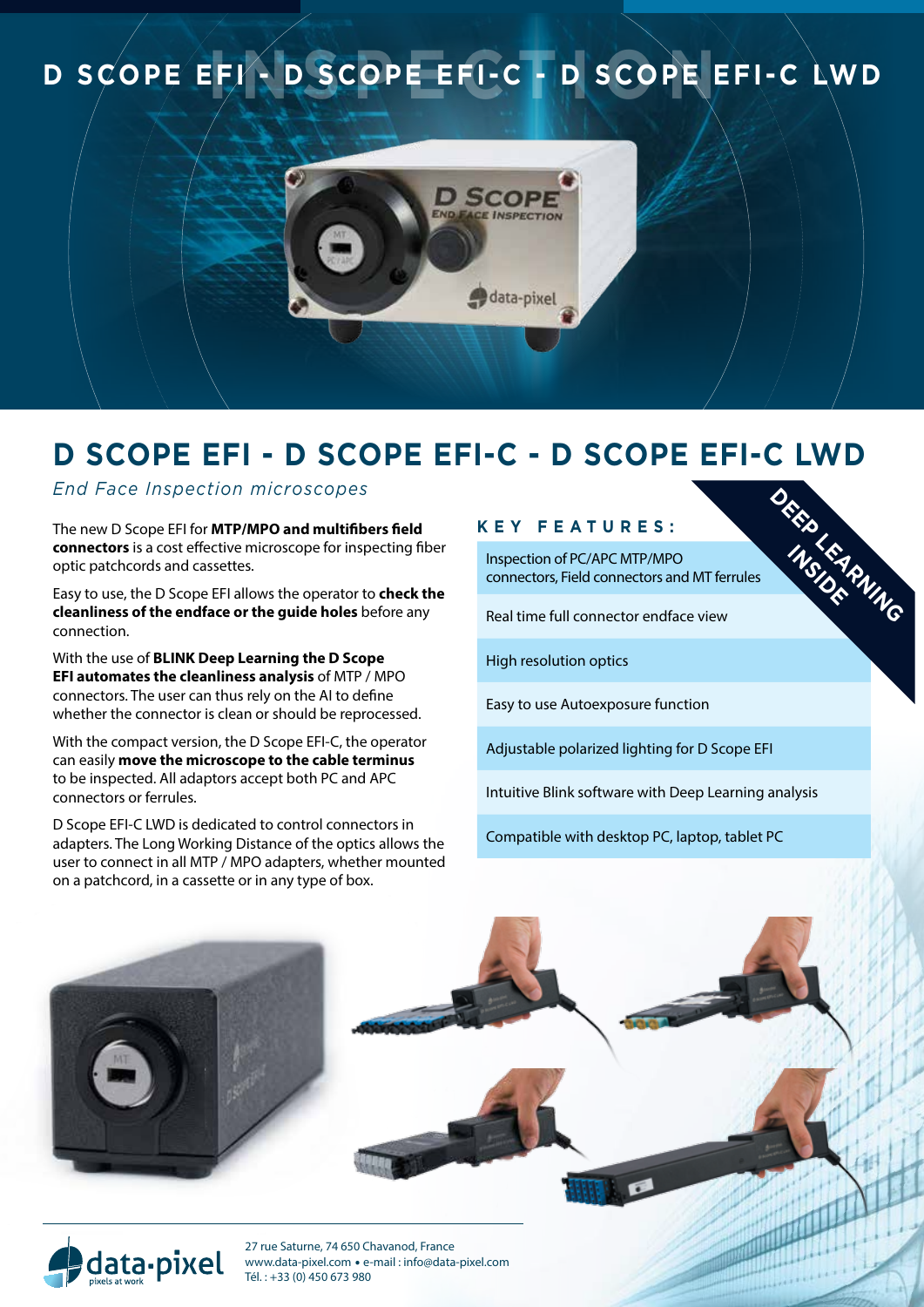# D SCOPE EFI - D SCOPE EFI-C - D SCOPE EFI-C LWD

## D SCOPE EFI - D SCOPE EFI-C - D SCOPE EFI-C LWD

*End Face Inspection microscopes*

The new D Scope EFI for **MTP/MPO and multifibers field connectors** is a cost effective microscope for inspecting fiber optic patchcords and cassettes.

Easy to use, the D Scope EFI allows the operator to **check the cleanliness of the endface or the guide holes** before any connection.

With the use of **BLINK Deep Learning the D Scope EFI automates the cleanliness analysis** of MTP / MPO connectors. The user can thus rely on the AI to define whether the connector is clean or should be reprocessed.

With the compact version, the D Scope EFI-C, the operator can easily **move the microscope to the cable terminus** to be inspected. All adaptors accept both PC and APC connectors or ferrules.

D Scope EFI-C LWD is dedicated to control connectors in adapters. The Long Working Distance of the optics allows the user to connect in all MTP / MPO adapters, whether mounted on a patchcord, in a cassette or in any type of box.

### KEY FEATURES:

DEEP LEARNING INSIDE

- Inspection of PC/APC MTP/MPO connectors, Field connectors and MT ferrules
- Real time full connector endface view
- High resolution optics
- Easy to use Autoexposure function
- Adjustable polarized lighting for D Scope EFI
- Intuitive Blink software with Deep Learning analysis
- Compatible with desktop PC, laptop, tablet PC

data-pixel
pixels at work

27 rue Saturne, 74 650 Chavanod, France
www.data-pixel.com • e-mail : info@data-pixel.com
Tél. : +33 (0) 450 673 980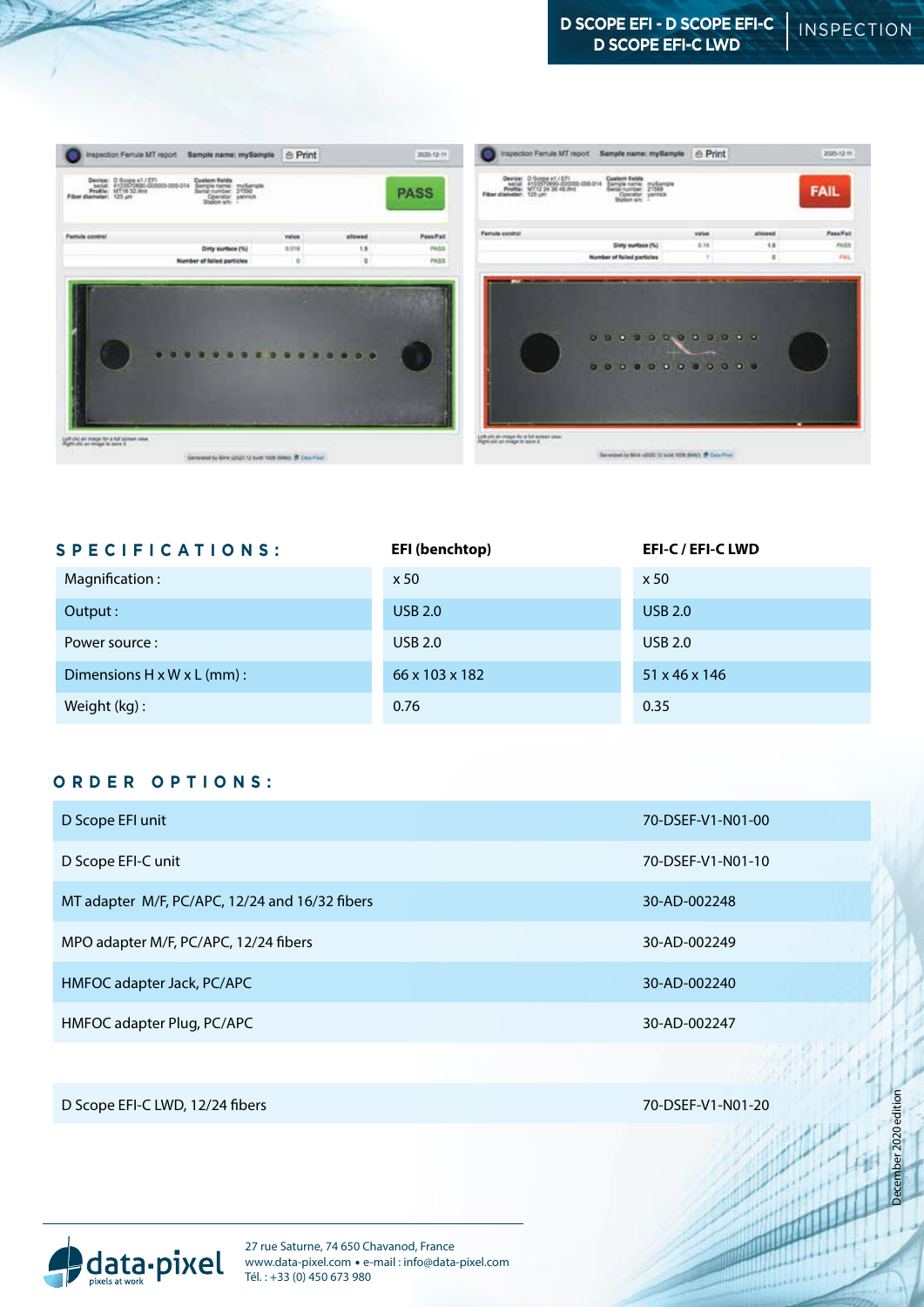D SCOPE EFI - D SCOPE EFI-C
D SCOPE EFI-C LWD

INSPECTION

## SPECIFICATIONS:

| SPECIFICATIONS: | EFI (benchtop) | EFI-C / EFI-C LWD |
|---|---|---|
| Magnification : | x 50 | x 50 |
| Output : | USB 2.0 | USB 2.0 |
| Power source : | USB 2.0 | USB 2.0 |
| Dimensions H x W x L (mm) : | 66 x 103 x 182 | 51 x 46 x 146 |
| Weight (kg) : | 0.76 | 0.35 |

## ORDER OPTIONS:

| | |
|---|---|
| D Scope EFI unit | 70-DSEF-V1-N01-00 |
| D Scope EFI-C unit | 70-DSEF-V1-N01-10 |
| MT adapter M/F, PC/APC, 12/24 and 16/32 fibers | 30-AD-002248 |
| MPO adapter M/F, PC/APC, 12/24 fibers | 30-AD-002249 |
| HMFOC adapter Jack, PC/APC | 30-AD-002240 |
| HMFOC adapter Plug, PC/APC | 30-AD-002247 |

| | |
|---|---|
| D Scope EFI-C LWD, 12/24 fibers | 70-DSEF-V1-N01-20 |

December 2020 edition

data-pixel
pixels at work

27 rue Saturne, 74 650 Chavanod, France
www.data-pixel.com • e-mail : info@data-pixel.com
Tél. : +33 (0) 450 673 980